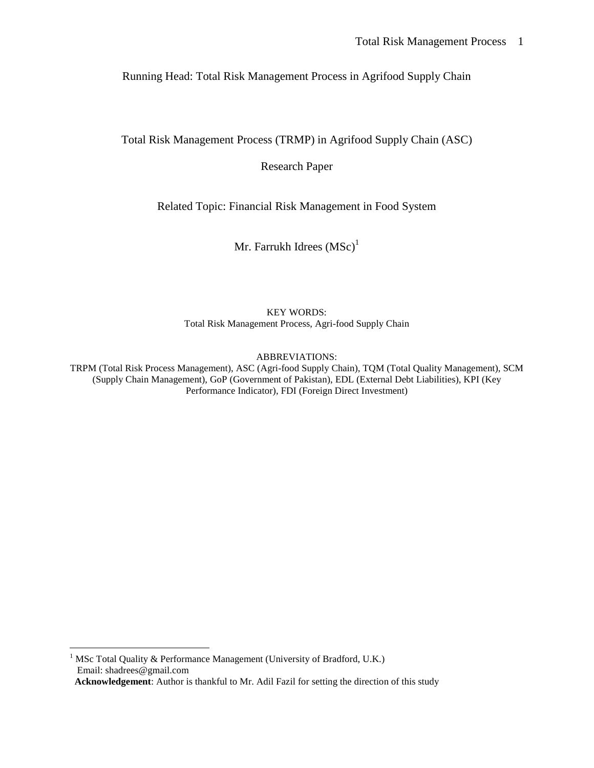Running Head: Total Risk Management Process in Agrifood Supply Chain

# Total Risk Management Process (TRMP) in Agrifood Supply Chain (ASC)

Research Paper

Related Topic: Financial Risk Management in Food System

Mr. Farrukh Idrees (MSc)[1]

KEY WORDS:
Total Risk Management Process, Agri-food Supply Chain

ABBREVIATIONS:
TRPM (Total Risk Process Management), ASC (Agri-food Supply Chain), TQM (Total Quality Management), SCM (Supply Chain Management), GoP (Government of Pakistan), EDL (External Debt Liabilities), KPI (Key Performance Indicator), FDI (Foreign Direct Investment)

[1] MSc Total Quality & Performance Management (University of Bradford, U.K.)
Email: shadrees@gmail.com
**Acknowledgement**: Author is thankful to Mr. Adil Fazil for setting the direction of this study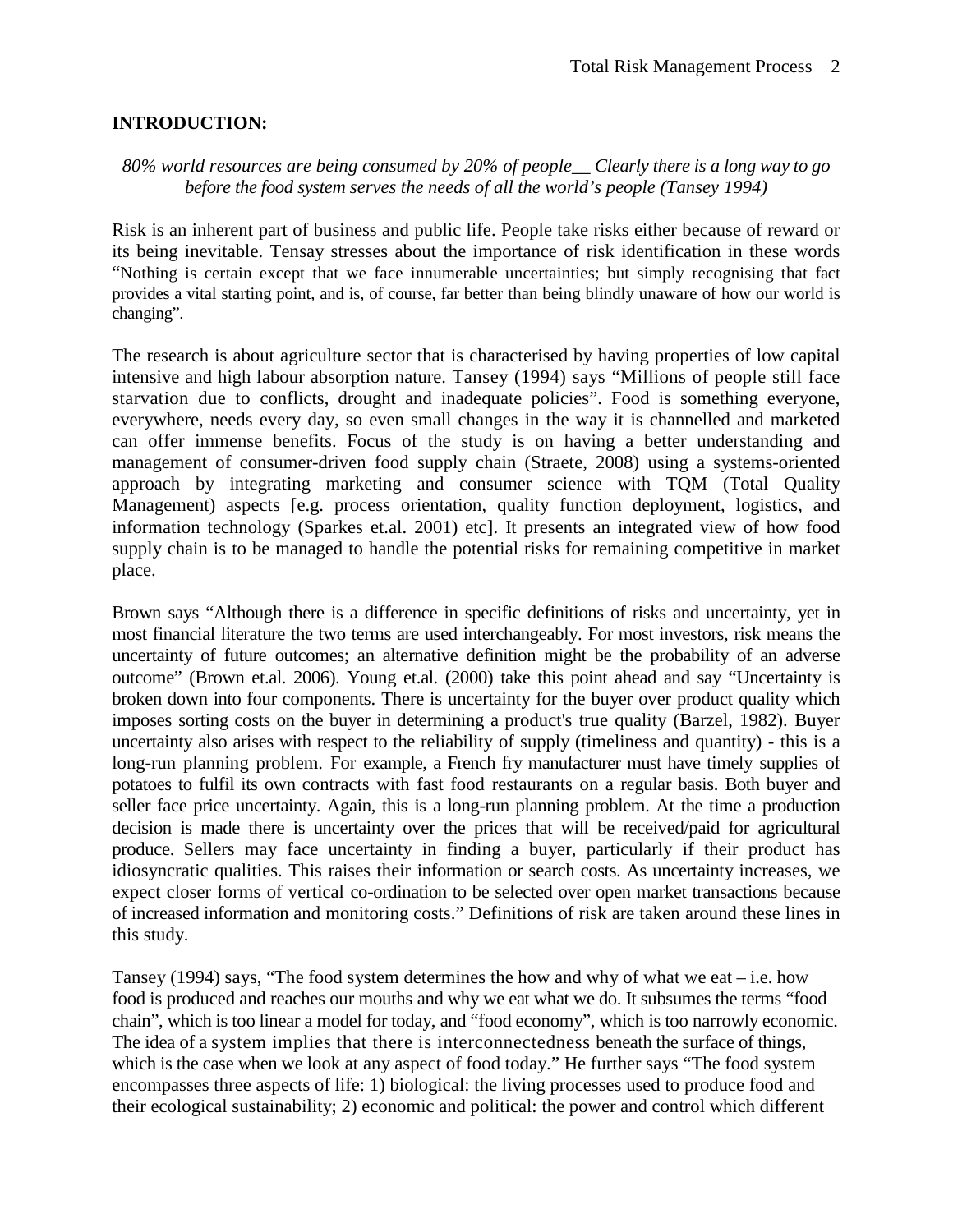**INTRODUCTION:**

*80% world resources are being consumed by 20% of people__ Clearly there is a long way to go before the food system serves the needs of all the world's people (Tansey 1994)*

Risk is an inherent part of business and public life. People take risks either because of reward or its being inevitable. Tensay stresses about the importance of risk identification in these words "Nothing is certain except that we face innumerable uncertainties; but simply recognising that fact provides a vital starting point, and is, of course, far better than being blindly unaware of how our world is changing".

The research is about agriculture sector that is characterised by having properties of low capital intensive and high labour absorption nature. Tansey (1994) says "Millions of people still face starvation due to conflicts, drought and inadequate policies". Food is something everyone, everywhere, needs every day, so even small changes in the way it is channelled and marketed can offer immense benefits. Focus of the study is on having a better understanding and management of consumer-driven food supply chain (Straete, 2008) using a systems-oriented approach by integrating marketing and consumer science with TQM (Total Quality Management) aspects [e.g. process orientation, quality function deployment, logistics, and information technology (Sparkes et.al. 2001) etc]. It presents an integrated view of how food supply chain is to be managed to handle the potential risks for remaining competitive in market place.

Brown says "Although there is a difference in specific definitions of risks and uncertainty, yet in most financial literature the two terms are used interchangeably. For most investors, risk means the uncertainty of future outcomes; an alternative definition might be the probability of an adverse outcome" (Brown et.al. 2006). Young et.al. (2000) take this point ahead and say "Uncertainty is broken down into four components. There is uncertainty for the buyer over product quality which imposes sorting costs on the buyer in determining a product's true quality (Barzel, 1982). Buyer uncertainty also arises with respect to the reliability of supply (timeliness and quantity) - this is a long-run planning problem. For example, a French fry manufacturer must have timely supplies of potatoes to fulfil its own contracts with fast food restaurants on a regular basis. Both buyer and seller face price uncertainty. Again, this is a long-run planning problem. At the time a production decision is made there is uncertainty over the prices that will be received/paid for agricultural produce. Sellers may face uncertainty in finding a buyer, particularly if their product has idiosyncratic qualities. This raises their information or search costs. As uncertainty increases, we expect closer forms of vertical co-ordination to be selected over open market transactions because of increased information and monitoring costs." Definitions of risk are taken around these lines in this study.

Tansey (1994) says, "The food system determines the how and why of what we eat – i.e. how food is produced and reaches our mouths and why we eat what we do. It subsumes the terms "food chain", which is too linear a model for today, and "food economy", which is too narrowly economic. The idea of a system implies that there is interconnectedness beneath the surface of things, which is the case when we look at any aspect of food today." He further says "The food system encompasses three aspects of life: 1) biological: the living processes used to produce food and their ecological sustainability; 2) economic and political: the power and control which different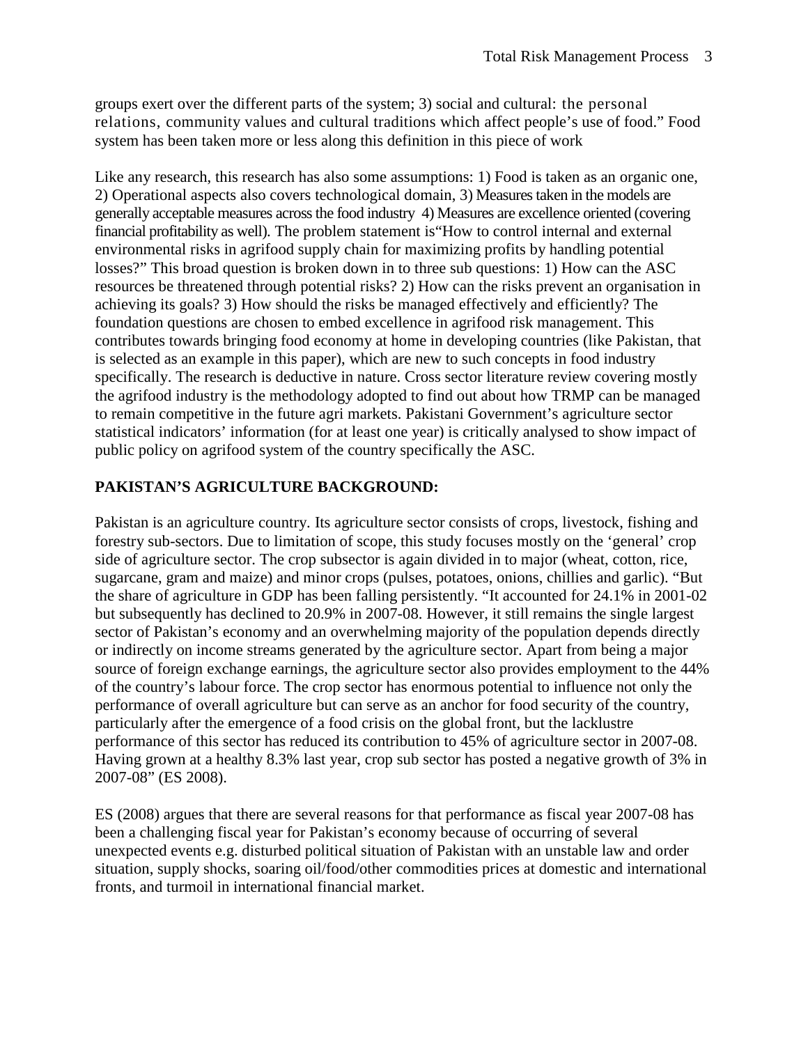groups exert over the different parts of the system; 3) social and cultural: the personal relations, community values and cultural traditions which affect people's use of food." Food system has been taken more or less along this definition in this piece of work

Like any research, this research has also some assumptions: 1) Food is taken as an organic one, 2) Operational aspects also covers technological domain, 3) Measures taken in the models are generally acceptable measures across the food industry 4) Measures are excellence oriented (covering financial profitability as well). The problem statement is"How to control internal and external environmental risks in agrifood supply chain for maximizing profits by handling potential losses?" This broad question is broken down in to three sub questions: 1) How can the ASC resources be threatened through potential risks? 2) How can the risks prevent an organisation in achieving its goals? 3) How should the risks be managed effectively and efficiently? The foundation questions are chosen to embed excellence in agrifood risk management. This contributes towards bringing food economy at home in developing countries (like Pakistan, that is selected as an example in this paper), which are new to such concepts in food industry specifically. The research is deductive in nature. Cross sector literature review covering mostly the agrifood industry is the methodology adopted to find out about how TRMP can be managed to remain competitive in the future agri markets. Pakistani Government's agriculture sector statistical indicators' information (for at least one year) is critically analysed to show impact of public policy on agrifood system of the country specifically the ASC.

## PAKISTAN'S AGRICULTURE BACKGROUND:

Pakistan is an agriculture country. Its agriculture sector consists of crops, livestock, fishing and forestry sub-sectors. Due to limitation of scope, this study focuses mostly on the 'general' crop side of agriculture sector. The crop subsector is again divided in to major (wheat, cotton, rice, sugarcane, gram and maize) and minor crops (pulses, potatoes, onions, chillies and garlic). "But the share of agriculture in GDP has been falling persistently. "It accounted for 24.1% in 2001-02 but subsequently has declined to 20.9% in 2007-08. However, it still remains the single largest sector of Pakistan's economy and an overwhelming majority of the population depends directly or indirectly on income streams generated by the agriculture sector. Apart from being a major source of foreign exchange earnings, the agriculture sector also provides employment to the 44% of the country's labour force. The crop sector has enormous potential to influence not only the performance of overall agriculture but can serve as an anchor for food security of the country, particularly after the emergence of a food crisis on the global front, but the lacklustre performance of this sector has reduced its contribution to 45% of agriculture sector in 2007-08. Having grown at a healthy 8.3% last year, crop sub sector has posted a negative growth of 3% in 2007-08" (ES 2008).

ES (2008) argues that there are several reasons for that performance as fiscal year 2007-08 has been a challenging fiscal year for Pakistan's economy because of occurring of several unexpected events e.g. disturbed political situation of Pakistan with an unstable law and order situation, supply shocks, soaring oil/food/other commodities prices at domestic and international fronts, and turmoil in international financial market.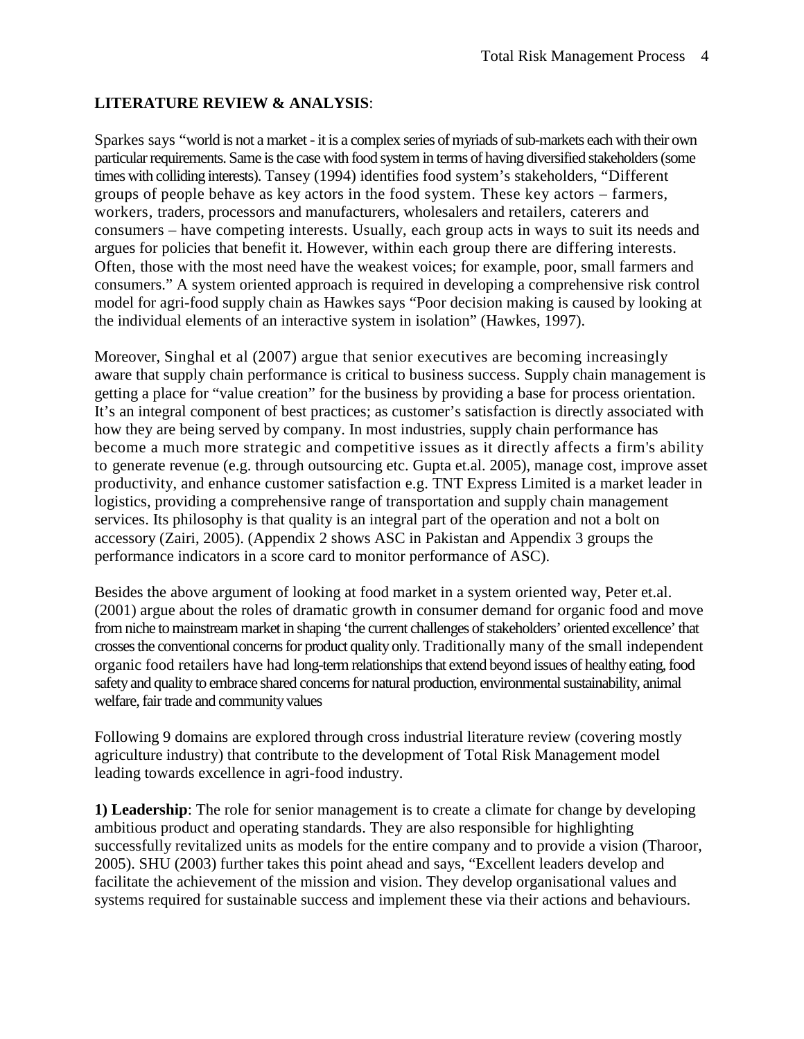**LITERATURE REVIEW & ANALYSIS**:

Sparkes says "world is not a market - it is a complex series of myriads of sub-markets each with their own particular requirements. Same is the case with food system in terms of having diversified stakeholders (some times with colliding interests). Tansey (1994) identifies food system's stakeholders, "Different groups of people behave as key actors in the food system. These key actors – farmers, workers, traders, processors and manufacturers, wholesalers and retailers, caterers and consumers – have competing interests. Usually, each group acts in ways to suit its needs and argues for policies that benefit it. However, within each group there are differing interests. Often, those with the most need have the weakest voices; for example, poor, small farmers and consumers." A system oriented approach is required in developing a comprehensive risk control model for agri-food supply chain as Hawkes says "Poor decision making is caused by looking at the individual elements of an interactive system in isolation" (Hawkes, 1997).

Moreover, Singhal et al (2007) argue that senior executives are becoming increasingly aware that supply chain performance is critical to business success. Supply chain management is getting a place for "value creation" for the business by providing a base for process orientation. It's an integral component of best practices; as customer's satisfaction is directly associated with how they are being served by company. In most industries, supply chain performance has become a much more strategic and competitive issues as it directly affects a firm's ability to generate revenue (e.g. through outsourcing etc. Gupta et.al. 2005), manage cost, improve asset productivity, and enhance customer satisfaction e.g. TNT Express Limited is a market leader in logistics, providing a comprehensive range of transportation and supply chain management services. Its philosophy is that quality is an integral part of the operation and not a bolt on accessory (Zairi, 2005). (Appendix 2 shows ASC in Pakistan and Appendix 3 groups the performance indicators in a score card to monitor performance of ASC).

Besides the above argument of looking at food market in a system oriented way, Peter et.al. (2001) argue about the roles of dramatic growth in consumer demand for organic food and move from niche to mainstream market in shaping 'the current challenges of stakeholders' oriented excellence' that crosses the conventional concerns for product quality only. Traditionally many of the small independent organic food retailers have had long-term relationships that extend beyond issues of healthy eating, food safety and quality to embrace shared concerns for natural production, environmental sustainability, animal welfare, fair trade and community values

Following 9 domains are explored through cross industrial literature review (covering mostly agriculture industry) that contribute to the development of Total Risk Management model leading towards excellence in agri-food industry.

**1) Leadership**: The role for senior management is to create a climate for change by developing ambitious product and operating standards. They are also responsible for highlighting successfully revitalized units as models for the entire company and to provide a vision (Tharoor, 2005). SHU (2003) further takes this point ahead and says, "Excellent leaders develop and facilitate the achievement of the mission and vision. They develop organisational values and systems required for sustainable success and implement these via their actions and behaviours.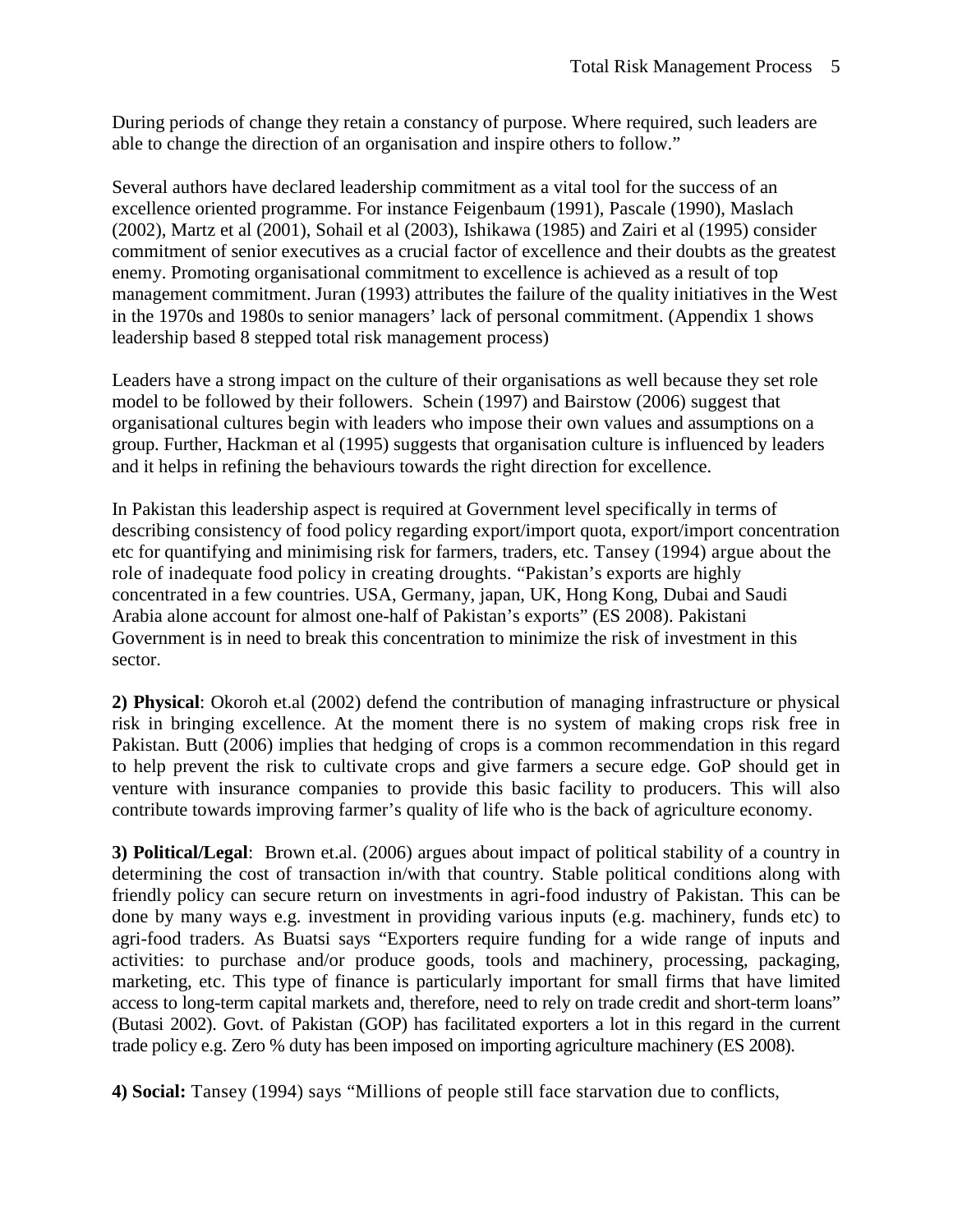During periods of change they retain a constancy of purpose. Where required, such leaders are able to change the direction of an organisation and inspire others to follow."

Several authors have declared leadership commitment as a vital tool for the success of an excellence oriented programme. For instance Feigenbaum (1991), Pascale (1990), Maslach (2002), Martz et al (2001), Sohail et al (2003), Ishikawa (1985) and Zairi et al (1995) consider commitment of senior executives as a crucial factor of excellence and their doubts as the greatest enemy. Promoting organisational commitment to excellence is achieved as a result of top management commitment. Juran (1993) attributes the failure of the quality initiatives in the West in the 1970s and 1980s to senior managers' lack of personal commitment. (Appendix 1 shows leadership based 8 stepped total risk management process)

Leaders have a strong impact on the culture of their organisations as well because they set role model to be followed by their followers. Schein (1997) and Bairstow (2006) suggest that organisational cultures begin with leaders who impose their own values and assumptions on a group. Further, Hackman et al (1995) suggests that organisation culture is influenced by leaders and it helps in refining the behaviours towards the right direction for excellence.

In Pakistan this leadership aspect is required at Government level specifically in terms of describing consistency of food policy regarding export/import quota, export/import concentration etc for quantifying and minimising risk for farmers, traders, etc. Tansey (1994) argue about the role of inadequate food policy in creating droughts. "Pakistan's exports are highly concentrated in a few countries. USA, Germany, japan, UK, Hong Kong, Dubai and Saudi Arabia alone account for almost one-half of Pakistan's exports" (ES 2008). Pakistani Government is in need to break this concentration to minimize the risk of investment in this sector.

**2) Physical**: Okoroh et.al (2002) defend the contribution of managing infrastructure or physical risk in bringing excellence. At the moment there is no system of making crops risk free in Pakistan. Butt (2006) implies that hedging of crops is a common recommendation in this regard to help prevent the risk to cultivate crops and give farmers a secure edge. GoP should get in venture with insurance companies to provide this basic facility to producers. This will also contribute towards improving farmer's quality of life who is the back of agriculture economy.

**3) Political/Legal**: Brown et.al. (2006) argues about impact of political stability of a country in determining the cost of transaction in/with that country. Stable political conditions along with friendly policy can secure return on investments in agri-food industry of Pakistan. This can be done by many ways e.g. investment in providing various inputs (e.g. machinery, funds etc) to agri-food traders. As Buatsi says "Exporters require funding for a wide range of inputs and activities: to purchase and/or produce goods, tools and machinery, processing, packaging, marketing, etc. This type of finance is particularly important for small firms that have limited access to long-term capital markets and, therefore, need to rely on trade credit and short-term loans" (Butasi 2002). Govt. of Pakistan (GOP) has facilitated exporters a lot in this regard in the current trade policy e.g. Zero % duty has been imposed on importing agriculture machinery (ES 2008).

**4) Social:** Tansey (1994) says "Millions of people still face starvation due to conflicts,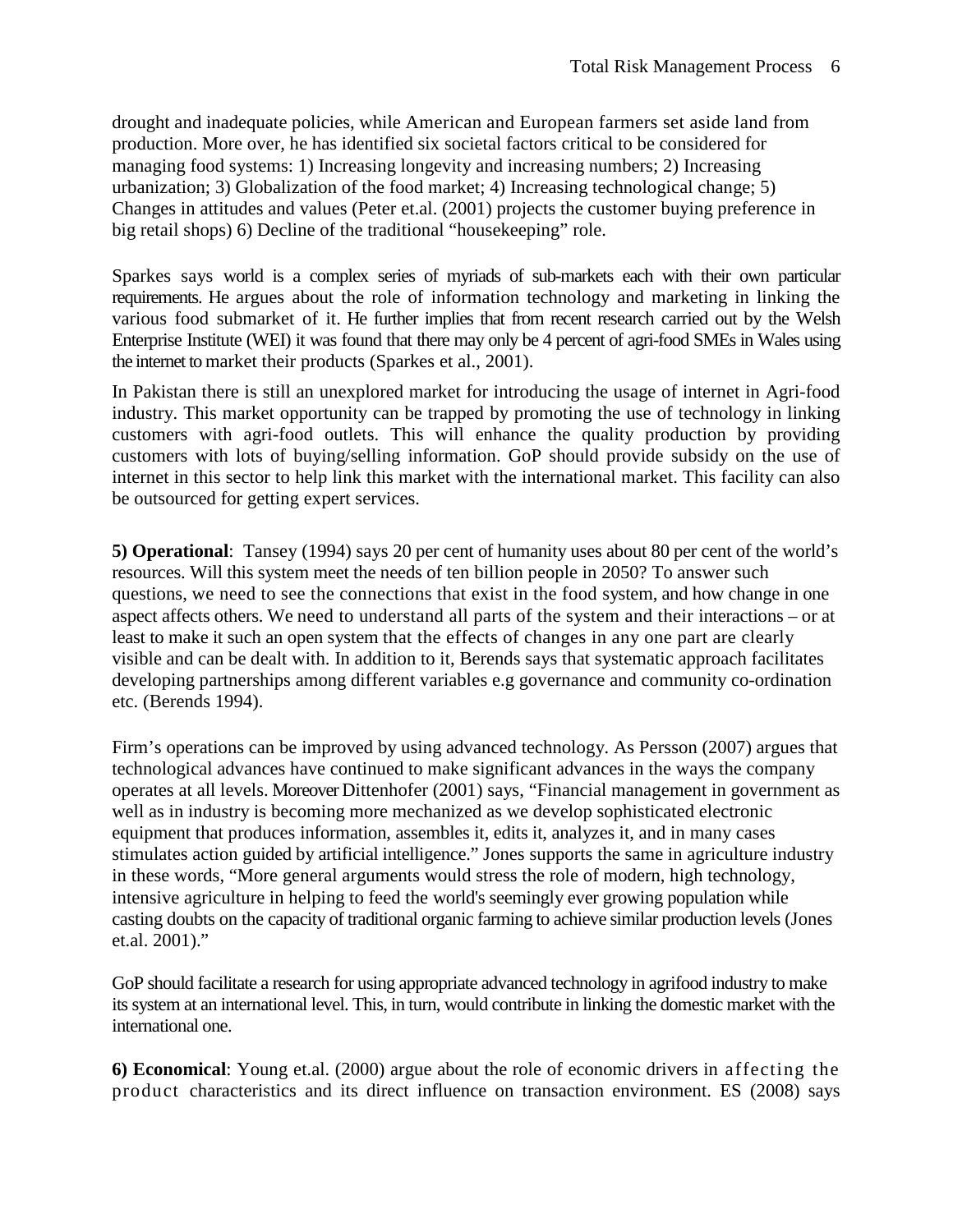drought and inadequate policies, while American and European farmers set aside land from production. More over, he has identified six societal factors critical to be considered for managing food systems: 1) Increasing longevity and increasing numbers; 2) Increasing urbanization; 3) Globalization of the food market; 4) Increasing technological change; 5) Changes in attitudes and values (Peter et.al. (2001) projects the customer buying preference in big retail shops) 6) Decline of the traditional "housekeeping" role.

Sparkes says world is a complex series of myriads of sub-markets each with their own particular requirements. He argues about the role of information technology and marketing in linking the various food submarket of it. He further implies that from recent research carried out by the Welsh Enterprise Institute (WEI) it was found that there may only be 4 percent of agri-food SMEs in Wales using the internet to market their products (Sparkes et al., 2001).

In Pakistan there is still an unexplored market for introducing the usage of internet in Agri-food industry. This market opportunity can be trapped by promoting the use of technology in linking customers with agri-food outlets. This will enhance the quality production by providing customers with lots of buying/selling information. GoP should provide subsidy on the use of internet in this sector to help link this market with the international market. This facility can also be outsourced for getting expert services.

**5) Operational**: Tansey (1994) says 20 per cent of humanity uses about 80 per cent of the world's resources. Will this system meet the needs of ten billion people in 2050? To answer such questions, we need to see the connections that exist in the food system, and how change in one aspect affects others. We need to understand all parts of the system and their interactions – or at least to make it such an open system that the effects of changes in any one part are clearly visible and can be dealt with. In addition to it, Berends says that systematic approach facilitates developing partnerships among different variables e.g governance and community co-ordination etc. (Berends 1994).

Firm's operations can be improved by using advanced technology. As Persson (2007) argues that technological advances have continued to make significant advances in the ways the company operates at all levels. Moreover Dittenhofer (2001) says, "Financial management in government as well as in industry is becoming more mechanized as we develop sophisticated electronic equipment that produces information, assembles it, edits it, analyzes it, and in many cases stimulates action guided by artificial intelligence." Jones supports the same in agriculture industry in these words, "More general arguments would stress the role of modern, high technology, intensive agriculture in helping to feed the world's seemingly ever growing population while casting doubts on the capacity of traditional organic farming to achieve similar production levels (Jones et.al. 2001)."

GoP should facilitate a research for using appropriate advanced technology in agrifood industry to make its system at an international level. This, in turn, would contribute in linking the domestic market with the international one.

**6) Economical**: Young et.al. (2000) argue about the role of economic drivers in affecting the product characteristics and its direct influence on transaction environment. ES (2008) says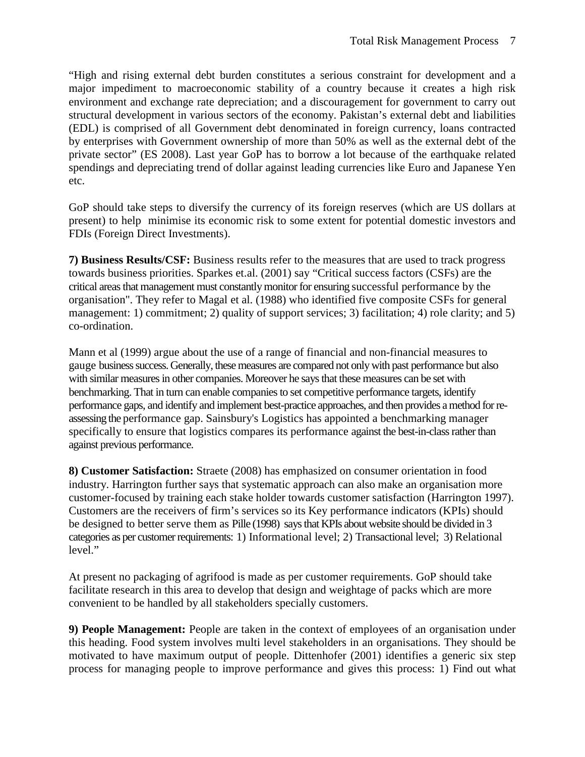"High and rising external debt burden constitutes a serious constraint for development and a major impediment to macroeconomic stability of a country because it creates a high risk environment and exchange rate depreciation; and a discouragement for government to carry out structural development in various sectors of the economy. Pakistan's external debt and liabilities (EDL) is comprised of all Government debt denominated in foreign currency, loans contracted by enterprises with Government ownership of more than 50% as well as the external debt of the private sector" (ES 2008). Last year GoP has to borrow a lot because of the earthquake related spendings and depreciating trend of dollar against leading currencies like Euro and Japanese Yen etc.

GoP should take steps to diversify the currency of its foreign reserves (which are US dollars at present) to help minimise its economic risk to some extent for potential domestic investors and FDIs (Foreign Direct Investments).

**7) Business Results/CSF:** Business results refer to the measures that are used to track progress towards business priorities. Sparkes et.al. (2001) say "Critical success factors (CSFs) are the critical areas that management must constantly monitor for ensuring successful performance by the organisation". They refer to Magal et al. (1988) who identified five composite CSFs for general management: 1) commitment; 2) quality of support services; 3) facilitation; 4) role clarity; and 5) co-ordination.

Mann et al (1999) argue about the use of a range of financial and non-financial measures to gauge business success. Generally, these measures are compared not only with past performance but also with similar measures in other companies. Moreover he says that these measures can be set with benchmarking. That in turn can enable companies to set competitive performance targets, identify performance gaps, and identify and implement best-practice approaches, and then provides a method for re-assessing the performance gap. Sainsbury's Logistics has appointed a benchmarking manager specifically to ensure that logistics compares its performance against the best-in-class rather than against previous performance.

**8) Customer Satisfaction:** Straete (2008) has emphasized on consumer orientation in food industry. Harrington further says that systematic approach can also make an organisation more customer-focused by training each stake holder towards customer satisfaction (Harrington 1997). Customers are the receivers of firm's services so its Key performance indicators (KPIs) should be designed to better serve them as Pille (1998) says that KPIs about website should be divided in 3 categories as per customer requirements: 1) Informational level; 2) Transactional level; 3) Relational level."

At present no packaging of agrifood is made as per customer requirements. GoP should take facilitate research in this area to develop that design and weightage of packs which are more convenient to be handled by all stakeholders specially customers.

**9) People Management:** People are taken in the context of employees of an organisation under this heading. Food system involves multi level stakeholders in an organisations. They should be motivated to have maximum output of people. Dittenhofer (2001) identifies a generic six step process for managing people to improve performance and gives this process: 1) Find out what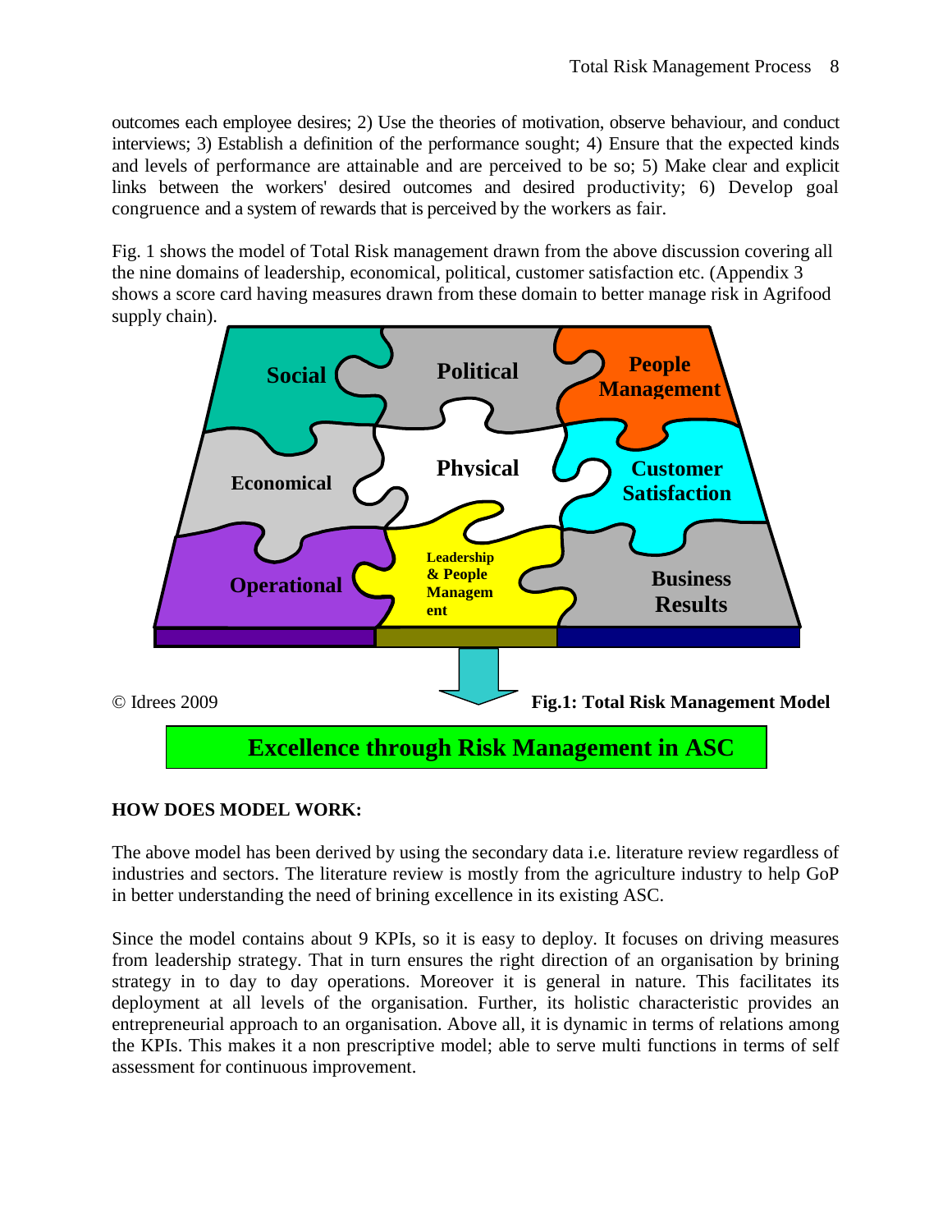outcomes each employee desires; 2) Use the theories of motivation, observe behaviour, and conduct interviews; 3) Establish a definition of the performance sought; 4) Ensure that the expected kinds and levels of performance are attainable and are perceived to be so; 5) Make clear and explicit links between the workers' desired outcomes and desired productivity; 6) Develop goal congruence and a system of rewards that is perceived by the workers as fair.

Fig. 1 shows the model of Total Risk management drawn from the above discussion covering all the nine domains of leadership, economical, political, customer satisfaction etc. (Appendix 3 shows a score card having measures drawn from these domain to better manage risk in Agrifood supply chain).

Social | Political | People Management | Physical | Economical | Customer Satisfaction | Operational | Leadership & People Management | Business Results

© Idrees 2009

**Fig.1: Total Risk Management Model**

**Excellence through Risk Management in ASC**

**HOW DOES MODEL WORK:**

The above model has been derived by using the secondary data i.e. literature review regardless of industries and sectors. The literature review is mostly from the agriculture industry to help GoP in better understanding the need of brining excellence in its existing ASC.

Since the model contains about 9 KPIs, so it is easy to deploy. It focuses on driving measures from leadership strategy. That in turn ensures the right direction of an organisation by brining strategy in to day to day operations. Moreover it is general in nature. This facilitates its deployment at all levels of the organisation. Further, its holistic characteristic provides an entrepreneurial approach to an organisation. Above all, it is dynamic in terms of relations among the KPIs. This makes it a non prescriptive model; able to serve multi functions in terms of self assessment for continuous improvement.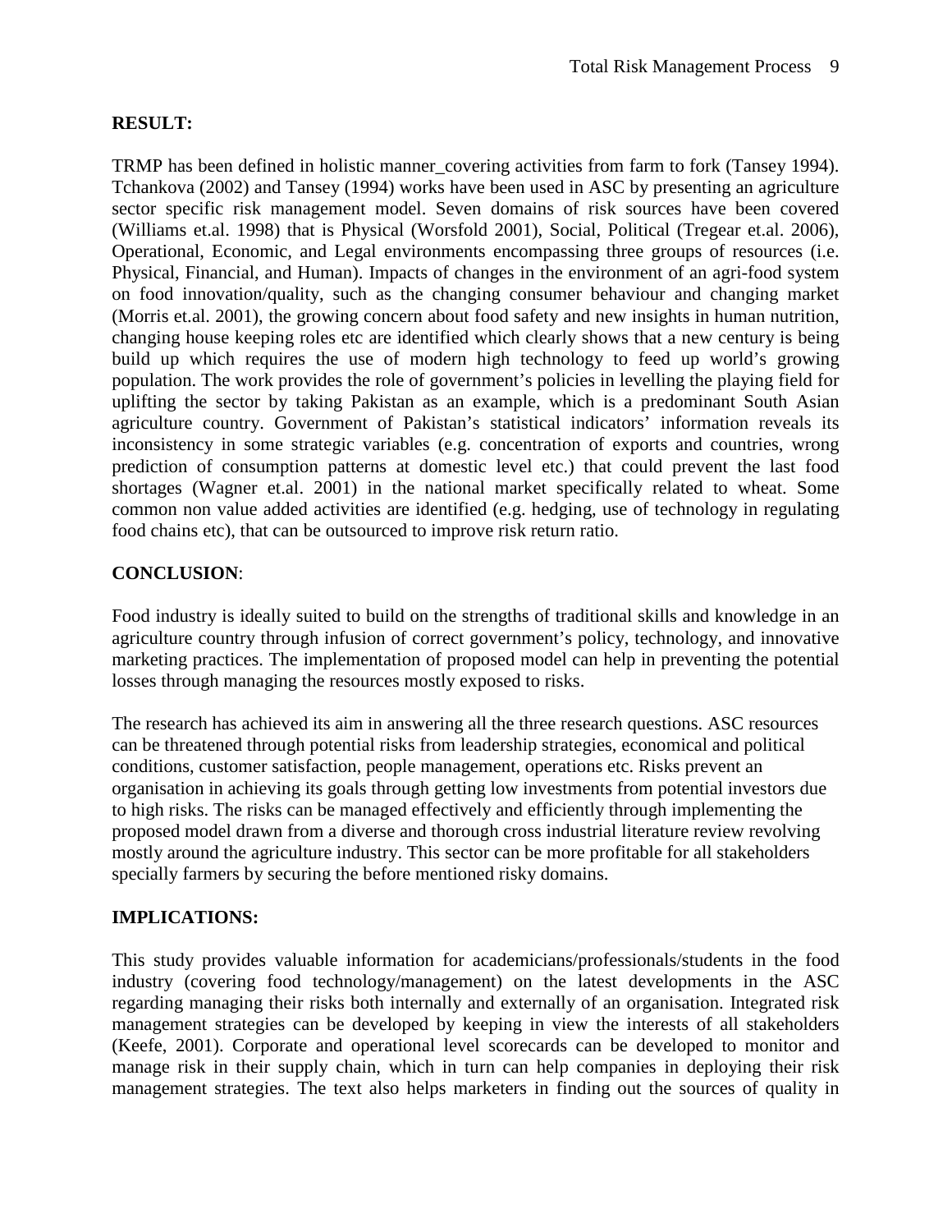**RESULT:**

TRMP has been defined in holistic manner_covering activities from farm to fork (Tansey 1994). Tchankova (2002) and Tansey (1994) works have been used in ASC by presenting an agriculture sector specific risk management model. Seven domains of risk sources have been covered (Williams et.al. 1998) that is Physical (Worsfold 2001), Social, Political (Tregear et.al. 2006), Operational, Economic, and Legal environments encompassing three groups of resources (i.e. Physical, Financial, and Human). Impacts of changes in the environment of an agri-food system on food innovation/quality, such as the changing consumer behaviour and changing market (Morris et.al. 2001), the growing concern about food safety and new insights in human nutrition, changing house keeping roles etc are identified which clearly shows that a new century is being build up which requires the use of modern high technology to feed up world's growing population. The work provides the role of government's policies in levelling the playing field for uplifting the sector by taking Pakistan as an example, which is a predominant South Asian agriculture country. Government of Pakistan's statistical indicators' information reveals its inconsistency in some strategic variables (e.g. concentration of exports and countries, wrong prediction of consumption patterns at domestic level etc.) that could prevent the last food shortages (Wagner et.al. 2001) in the national market specifically related to wheat. Some common non value added activities are identified (e.g. hedging, use of technology in regulating food chains etc), that can be outsourced to improve risk return ratio.

**CONCLUSION**:

Food industry is ideally suited to build on the strengths of traditional skills and knowledge in an agriculture country through infusion of correct government's policy, technology, and innovative marketing practices. The implementation of proposed model can help in preventing the potential losses through managing the resources mostly exposed to risks.

The research has achieved its aim in answering all the three research questions. ASC resources can be threatened through potential risks from leadership strategies, economical and political conditions, customer satisfaction, people management, operations etc. Risks prevent an organisation in achieving its goals through getting low investments from potential investors due to high risks. The risks can be managed effectively and efficiently through implementing the proposed model drawn from a diverse and thorough cross industrial literature review revolving mostly around the agriculture industry. This sector can be more profitable for all stakeholders specially farmers by securing the before mentioned risky domains.

**IMPLICATIONS:**

This study provides valuable information for academicians/professionals/students in the food industry (covering food technology/management) on the latest developments in the ASC regarding managing their risks both internally and externally of an organisation. Integrated risk management strategies can be developed by keeping in view the interests of all stakeholders (Keefe, 2001). Corporate and operational level scorecards can be developed to monitor and manage risk in their supply chain, which in turn can help companies in deploying their risk management strategies. The text also helps marketers in finding out the sources of quality in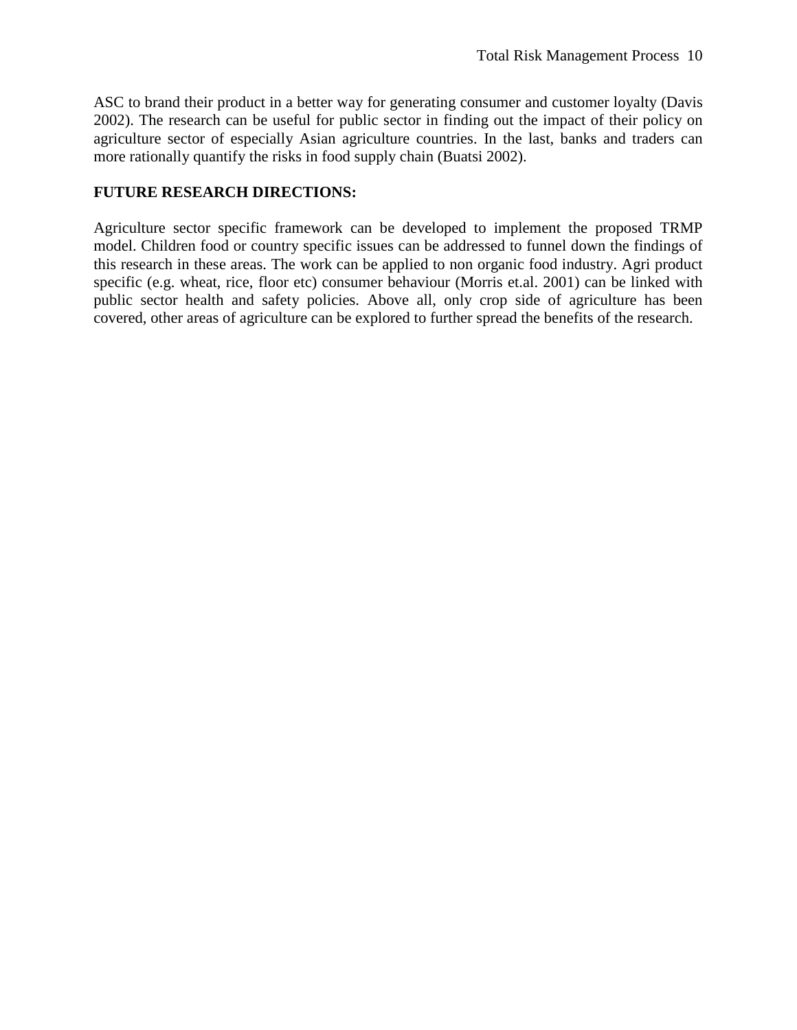ASC to brand their product in a better way for generating consumer and customer loyalty (Davis 2002). The research can be useful for public sector in finding out the impact of their policy on agriculture sector of especially Asian agriculture countries. In the last, banks and traders can more rationally quantify the risks in food supply chain (Buatsi 2002).

**FUTURE RESEARCH DIRECTIONS:**

Agriculture sector specific framework can be developed to implement the proposed TRMP model. Children food or country specific issues can be addressed to funnel down the findings of this research in these areas. The work can be applied to non organic food industry. Agri product specific (e.g. wheat, rice, floor etc) consumer behaviour (Morris et.al. 2001) can be linked with public sector health and safety policies. Above all, only crop side of agriculture has been covered, other areas of agriculture can be explored to further spread the benefits of the research.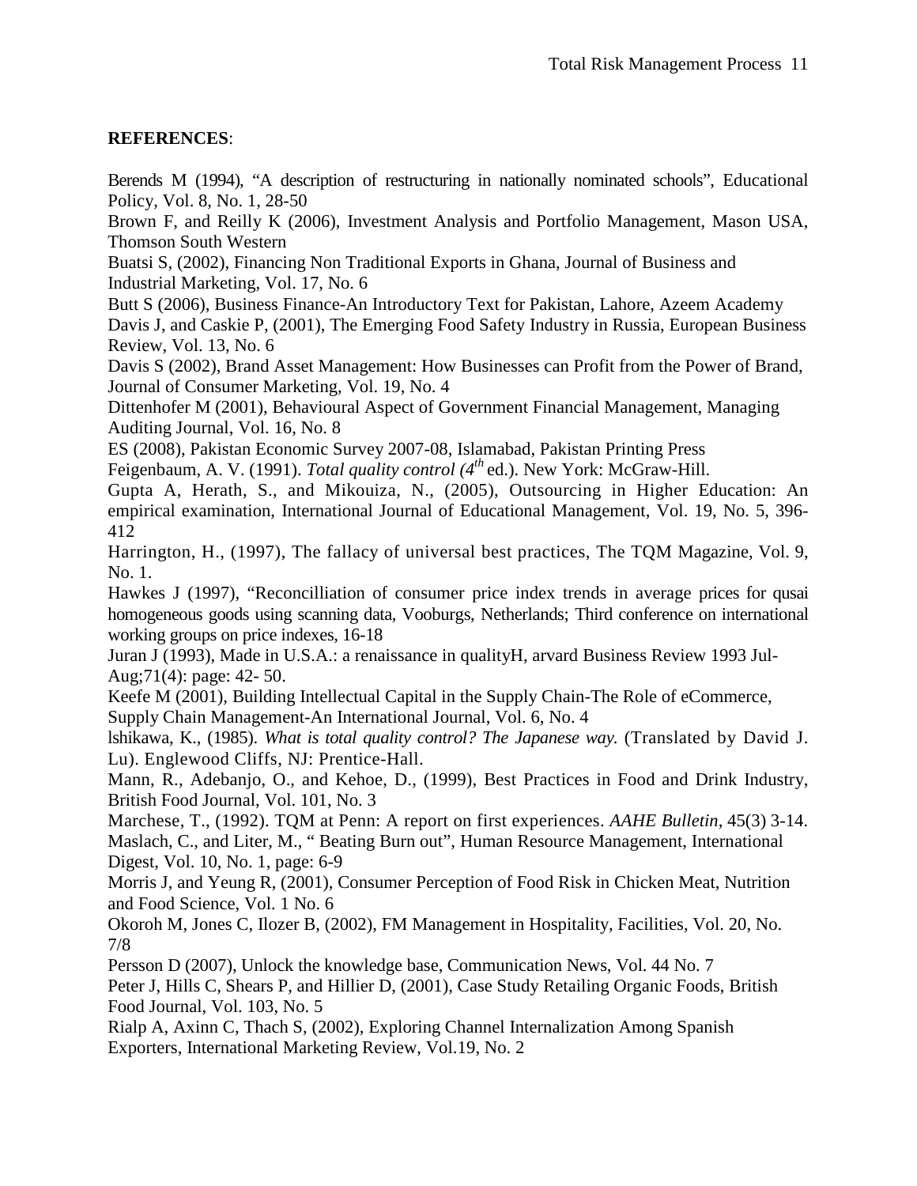**REFERENCES**:

Berends M (1994), "A description of restructuring in nationally nominated schools", Educational Policy, Vol. 8, No. 1, 28-50

Brown F, and Reilly K (2006), Investment Analysis and Portfolio Management, Mason USA, Thomson South Western

Buatsi S, (2002), Financing Non Traditional Exports in Ghana, Journal of Business and Industrial Marketing, Vol. 17, No. 6

Butt S (2006), Business Finance-An Introductory Text for Pakistan, Lahore, Azeem Academy

Davis J, and Caskie P, (2001), The Emerging Food Safety Industry in Russia, European Business Review, Vol. 13, No. 6

Davis S (2002), Brand Asset Management: How Businesses can Profit from the Power of Brand, Journal of Consumer Marketing, Vol. 19, No. 4

Dittenhofer M (2001), Behavioural Aspect of Government Financial Management, Managing Auditing Journal, Vol. 16, No. 8

ES (2008), Pakistan Economic Survey 2007-08, Islamabad, Pakistan Printing Press

Feigenbaum, A. V. (1991). *Total quality control (4th ed.)*. New York: McGraw-Hill.

Gupta A, Herath, S., and Mikouiza, N., (2005), Outsourcing in Higher Education: An empirical examination, International Journal of Educational Management, Vol. 19, No. 5, 396-412

Harrington, H., (1997), The fallacy of universal best practices, The TQM Magazine, Vol. 9, No. 1.

Hawkes J (1997), "Reconcilliation of consumer price index trends in average prices for qusai homogeneous goods using scanning data, Vooburgs, Netherlands; Third conference on international working groups on price indexes, 16-18

Juran J (1993), Made in U.S.A.: a renaissance in qualityH, arvard Business Review 1993 Jul-Aug;71(4): page: 42- 50.

Keefe M (2001), Building Intellectual Capital in the Supply Chain-The Role of eCommerce, Supply Chain Management-An International Journal, Vol. 6, No. 4

lshikawa, K., (1985). *What is total quality control? The Japanese way.* (Translated by David J. Lu). Englewood Cliffs, NJ: Prentice-Hall.

Mann, R., Adebanjo, O., and Kehoe, D., (1999), Best Practices in Food and Drink Industry, British Food Journal, Vol. 101, No. 3

Marchese, T., (1992). TQM at Penn: A report on first experiences. *AAHE Bulletin*, 45(3) 3-14.

Maslach, C., and Liter, M., " Beating Burn out", Human Resource Management, International Digest, Vol. 10, No. 1, page: 6-9

Morris J, and Yeung R, (2001), Consumer Perception of Food Risk in Chicken Meat, Nutrition and Food Science, Vol. 1 No. 6

Okoroh M, Jones C, Ilozer B, (2002), FM Management in Hospitality, Facilities, Vol. 20, No. 7/8

Persson D (2007), Unlock the knowledge base, Communication News, Vol. 44 No. 7

Peter J, Hills C, Shears P, and Hillier D, (2001), Case Study Retailing Organic Foods, British Food Journal, Vol. 103, No. 5

Rialp A, Axinn C, Thach S, (2002), Exploring Channel Internalization Among Spanish Exporters, International Marketing Review, Vol.19, No. 2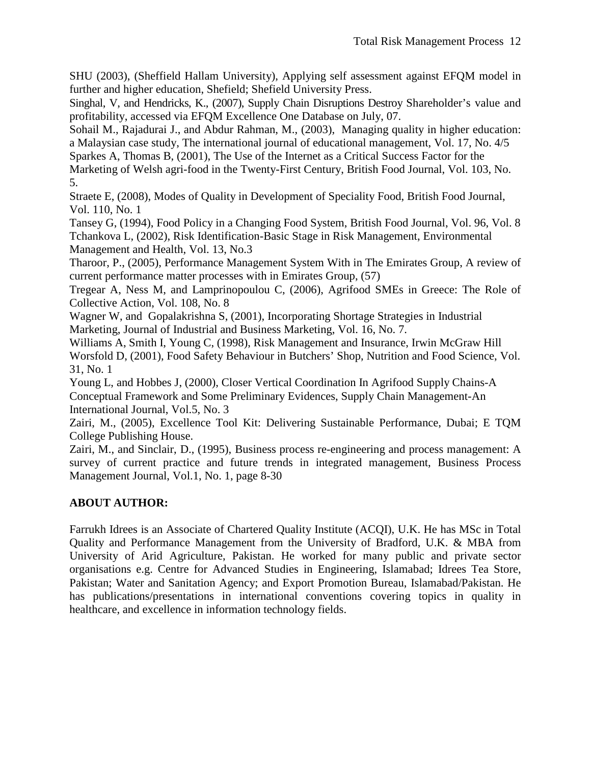SHU (2003), (Sheffield Hallam University), Applying self assessment against EFQM model in further and higher education, Shefield; Shefield University Press.

Singhal, V, and Hendricks, K., (2007), Supply Chain Disruptions Destroy Shareholder's value and profitability, accessed via EFQM Excellence One Database on July, 07.

Sohail M., Rajadurai J., and Abdur Rahman, M., (2003), Managing quality in higher education: a Malaysian case study, The international journal of educational management, Vol. 17, No. 4/5

Sparkes A, Thomas B, (2001), The Use of the Internet as a Critical Success Factor for the Marketing of Welsh agri-food in the Twenty-First Century, British Food Journal, Vol. 103, No. 5.

Straete E, (2008), Modes of Quality in Development of Speciality Food, British Food Journal, Vol. 110, No. 1

Tansey G, (1994), Food Policy in a Changing Food System, British Food Journal, Vol. 96, Vol. 8

Tchankova L, (2002), Risk Identification-Basic Stage in Risk Management, Environmental Management and Health, Vol. 13, No.3

Tharoor, P., (2005), Performance Management System With in The Emirates Group, A review of current performance matter processes with in Emirates Group, (57)

Tregear A, Ness M, and Lamprinopoulou C, (2006), Agrifood SMEs in Greece: The Role of Collective Action, Vol. 108, No. 8

Wagner W, and Gopalakrishna S, (2001), Incorporating Shortage Strategies in Industrial Marketing, Journal of Industrial and Business Marketing, Vol. 16, No. 7.

Williams A, Smith I, Young C, (1998), Risk Management and Insurance, Irwin McGraw Hill

Worsfold D, (2001), Food Safety Behaviour in Butchers' Shop, Nutrition and Food Science, Vol. 31, No. 1

Young L, and Hobbes J, (2000), Closer Vertical Coordination In Agrifood Supply Chains-A Conceptual Framework and Some Preliminary Evidences, Supply Chain Management-An International Journal, Vol.5, No. 3

Zairi, M., (2005), Excellence Tool Kit: Delivering Sustainable Performance, Dubai; E TQM College Publishing House.

Zairi, M., and Sinclair, D., (1995), Business process re-engineering and process management: A survey of current practice and future trends in integrated management, Business Process Management Journal, Vol.1, No. 1, page 8-30

## ABOUT AUTHOR:

Farrukh Idrees is an Associate of Chartered Quality Institute (ACQI), U.K. He has MSc in Total Quality and Performance Management from the University of Bradford, U.K. & MBA from University of Arid Agriculture, Pakistan. He worked for many public and private sector organisations e.g. Centre for Advanced Studies in Engineering, Islamabad; Idrees Tea Store, Pakistan; Water and Sanitation Agency; and Export Promotion Bureau, Islamabad/Pakistan. He has publications/presentations in international conventions covering topics in quality in healthcare, and excellence in information technology fields.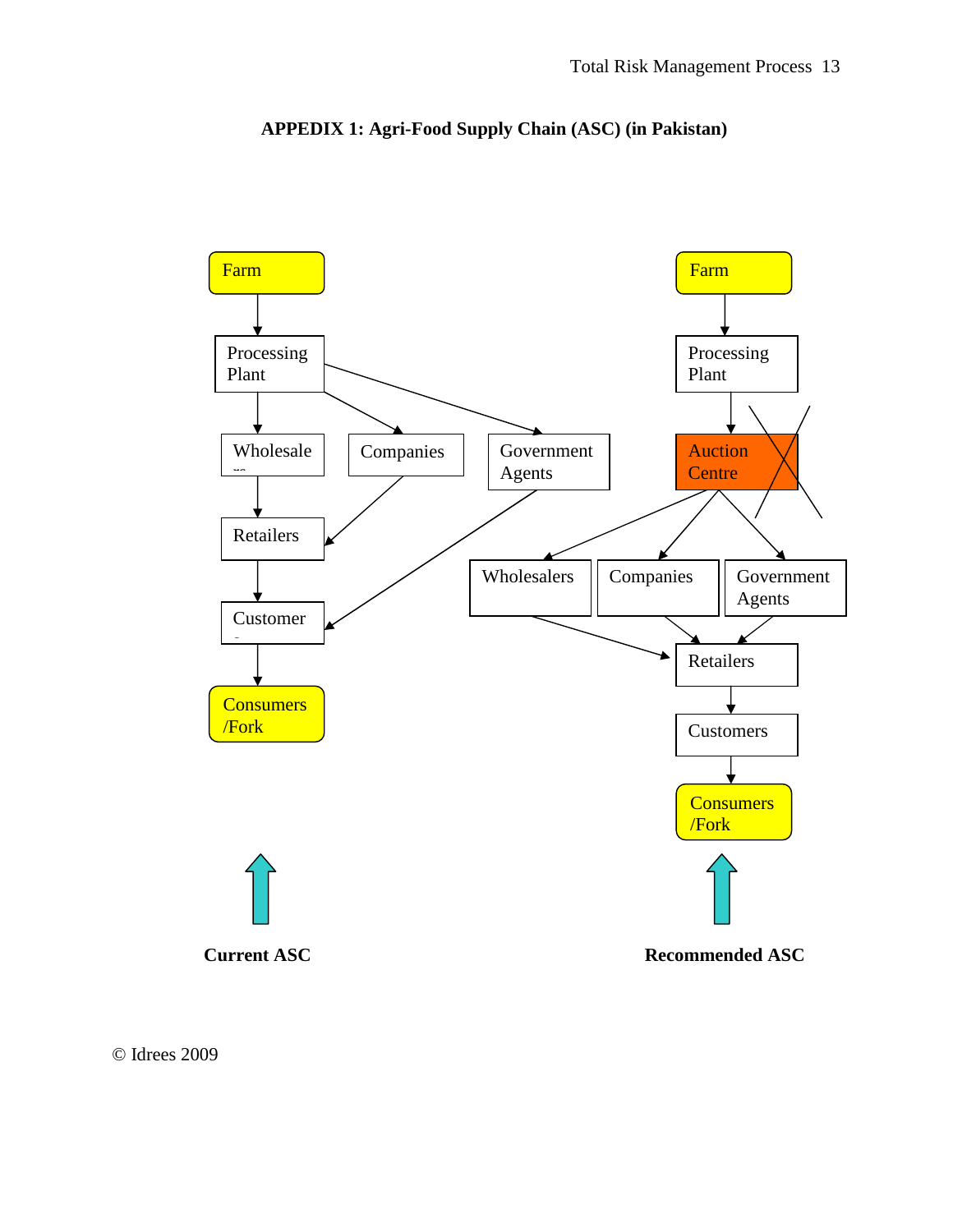**APPEDIX 1: Agri-Food Supply Chain (ASC) (in Pakistan)**

Farm

Processing Plant

Wholesalers

Companies

Government Agents

Retailers

Customers

Consumers /Fork

**Current ASC**

Farm

Processing Plant

Auction Centre

Wholesalers

Companies

Government Agents

Retailers

Customers

Consumers /Fork

**Recommended ASC**

© Idrees 2009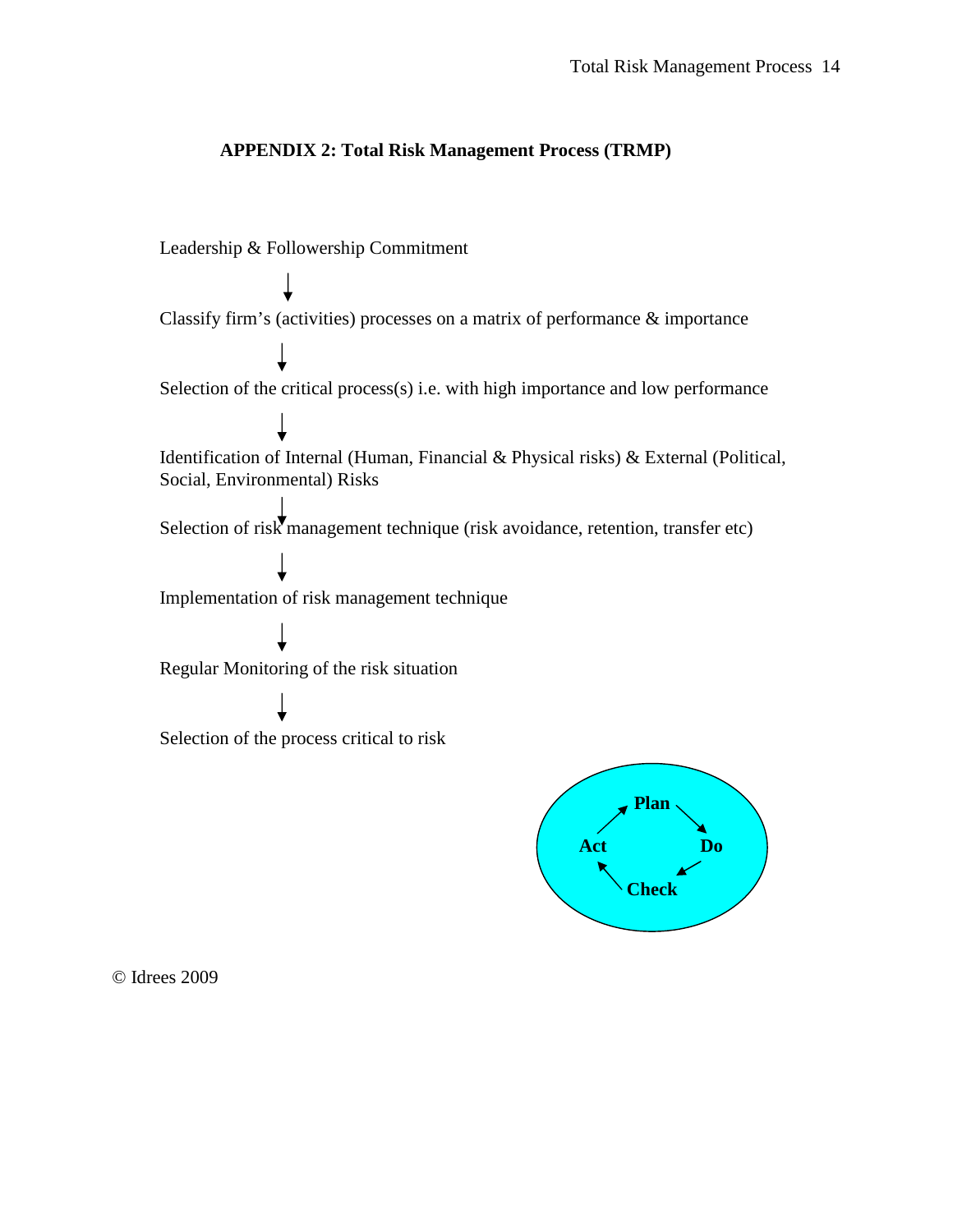**APPENDIX 2: Total Risk Management Process (TRMP)**

Leadership & Followership Commitment

↓

Classify firm's (activities) processes on a matrix of performance & importance

↓

Selection of the critical process(s) i.e. with high importance and low performance

↓

Identification of Internal (Human, Financial & Physical risks) & External (Political, Social, Environmental) Risks

↓

Selection of risk management technique (risk avoidance, retention, transfer etc)

↓

Implementation of risk management technique

↓

Regular Monitoring of the risk situation

↓

Selection of the process critical to risk

**Plan** → **Do** → **Check** → **Act** → **Plan**

© Idrees 2009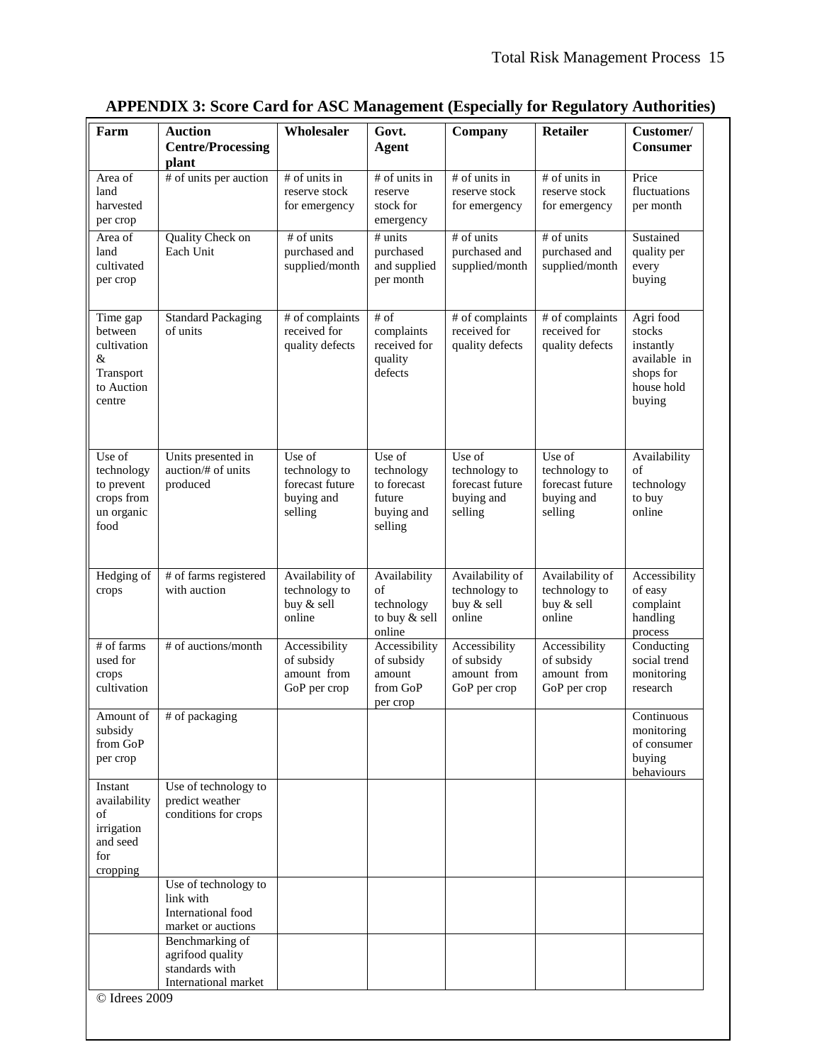**APPENDIX 3: Score Card for ASC Management (Especially for Regulatory Authorities)**

| Farm | Auction Centre/Processing plant | Wholesaler | Govt. Agent | Company | Retailer | Customer/ Consumer |
|---|---|---|---|---|---|---|
| Area of land harvested per crop | # of units per auction | # of units in reserve stock for emergency | # of units in reserve stock for emergency | # of units in reserve stock for emergency | # of units in reserve stock for emergency | Price fluctuations per month |
| Area of land cultivated per crop | Quality Check on Each Unit | # of units purchased and supplied/month | # units purchased and supplied per month | # of units purchased and supplied/month | # of units purchased and supplied/month | Sustained quality per every buying |
| Time gap between cultivation & Transport to Auction centre | Standard Packaging of units | # of complaints received for quality defects | # of complaints received for quality defects | # of complaints received for quality defects | # of complaints received for quality defects | Agri food stocks instantly available in shops for house hold buying |
| Use of technology to prevent crops from un organic food | Units presented in auction/# of units produced | Use of technology to forecast future buying and selling | Use of technology to forecast future buying and selling | Use of technology to forecast future buying and selling | Use of technology to forecast future buying and selling | Availability of technology to buy online |
| Hedging of crops | # of farms registered with auction | Availability of technology to buy & sell online | Availability of technology to buy & sell online | Availability of technology to buy & sell online | Availability of technology to buy & sell online | Accessibility of easy complaint handling process |
| # of farms used for crops cultivation | # of auctions/month | Accessibility of subsidy amount from GoP per crop | Accessibility of subsidy amount from GoP per crop | Accessibility of subsidy amount from GoP per crop | Accessibility of subsidy amount from GoP per crop | Conducting social trend monitoring research |
| Amount of subsidy from GoP per crop | # of packaging | | | | | Continuous monitoring of consumer buying behaviours |
| Instant availability of irrigation and seed for cropping | Use of technology to predict weather conditions for crops | | | | | |
| | Use of technology to link with International food market or auctions | | | | | |
| | Benchmarking of agrifood quality standards with International market | | | | | |

© Idrees 2009